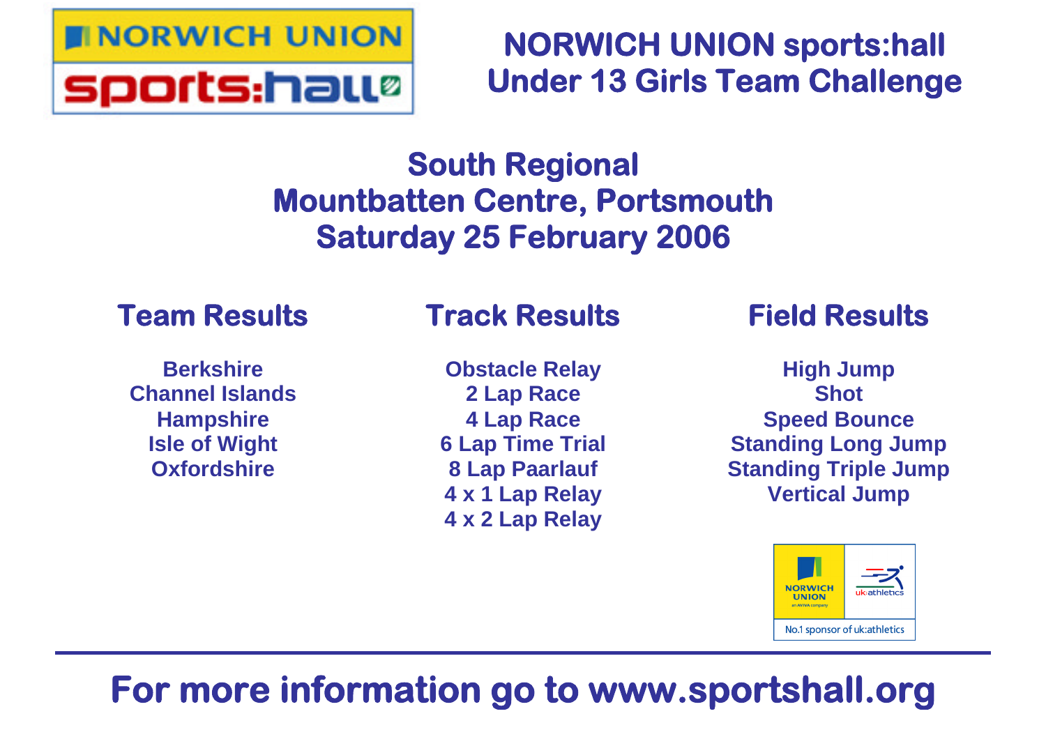# NORWICH UNION sports:hall
# Under 13 Girls Team Challenge

## South Regional
## Mountbatten Centre, Portsmouth
## Saturday 25 February 2006

### Team Results

**Berkshire**
**Channel Islands**
**Hampshire**
**Isle of Wight**
**Oxfordshire**

### Track Results

**Obstacle Relay**
**2 Lap Race**
**4 Lap Race**
**6 Lap Time Trial**
**8 Lap Paarlauf**
**4 x 1 Lap Relay**
**4 x 2 Lap Relay**

### Field Results

**High Jump**
**Shot**
**Speed Bounce**
**Standing Long Jump**
**Standing Triple Jump**
**Vertical Jump**

NORWICH UNION an AVIVA company | uk:athletics
No.1 sponsor of uk:athletics

---

**For more information go to www.sportshall.org**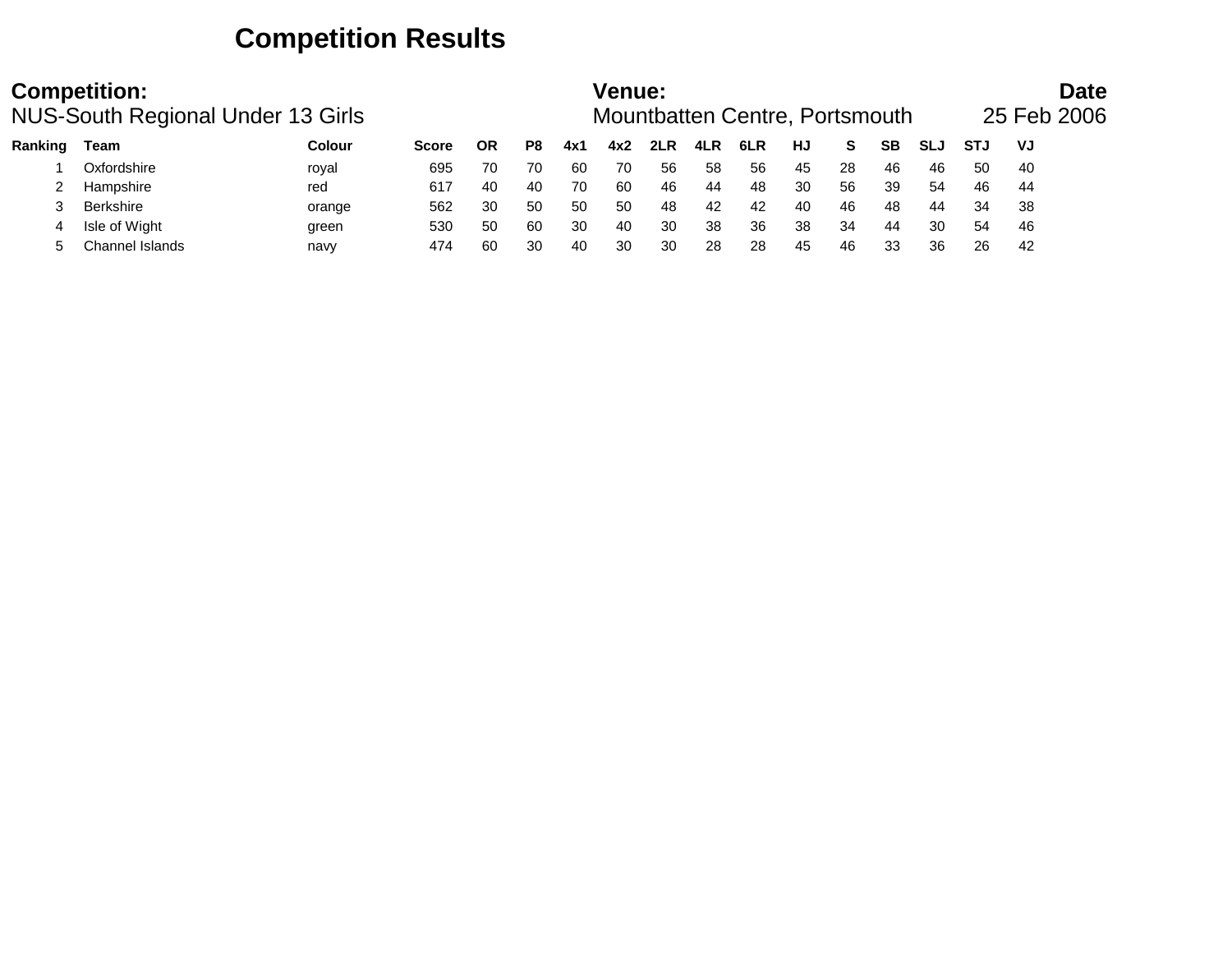# Competition Results

**Competition:** NUS-South Regional Under 13 Girls

**Venue:** Mountbatten Centre, Portsmouth

**Date** 25 Feb 2006

| Ranking | Team | Colour | Score | OR | P8 | 4x1 | 4x2 | 2LR | 4LR | 6LR | HJ | S | SB | SLJ | STJ | VJ |
|---|---|---|---|---|---|---|---|---|---|---|---|---|---|---|---|---|
| 1 | Oxfordshire | royal | 695 | 70 | 70 | 60 | 70 | 56 | 58 | 56 | 45 | 28 | 46 | 46 | 50 | 40 |
| 2 | Hampshire | red | 617 | 40 | 40 | 70 | 60 | 46 | 44 | 48 | 30 | 56 | 39 | 54 | 46 | 44 |
| 3 | Berkshire | orange | 562 | 30 | 50 | 50 | 50 | 48 | 42 | 42 | 40 | 46 | 48 | 44 | 34 | 38 |
| 4 | Isle of Wight | green | 530 | 50 | 60 | 30 | 40 | 30 | 38 | 36 | 38 | 34 | 44 | 30 | 54 | 46 |
| 5 | Channel Islands | navy | 474 | 60 | 30 | 40 | 30 | 30 | 28 | 28 | 45 | 46 | 33 | 36 | 26 | 42 |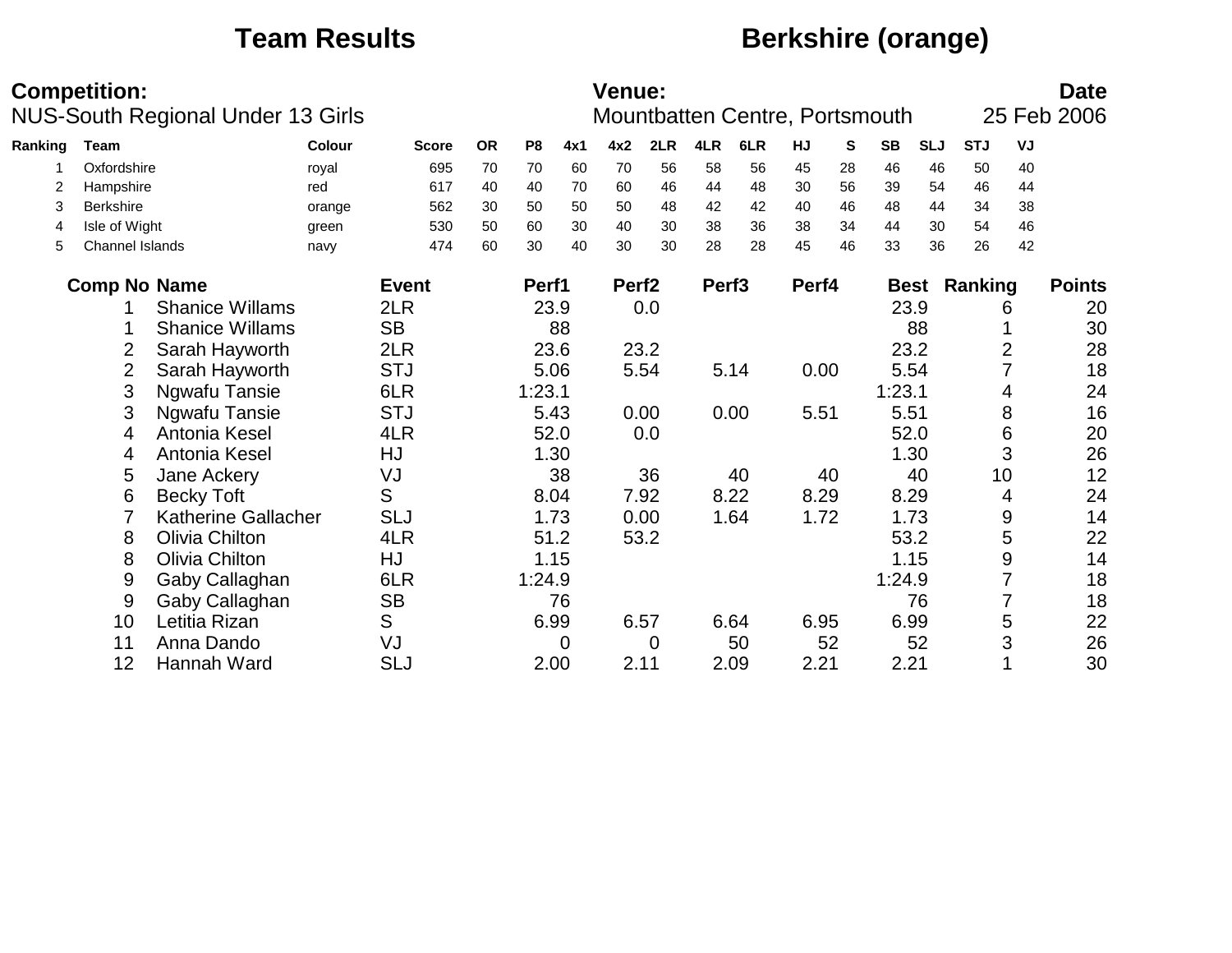# Team Results

## Berkshire (orange)

**Competition:** NUS-South Regional Under 13 Girls

**Venue:** Mountbatten Centre, Portsmouth

**Date** 25 Feb 2006

| Ranking | Team | Colour | Score | OR | P8 | 4x1 | 4x2 | 2LR | 4LR | 6LR | HJ | S | SB | SLJ | STJ | VJ |
|---|---|---|---|---|---|---|---|---|---|---|---|---|---|---|---|---|
| 1 | Oxfordshire | royal | 695 | 70 | 70 | 60 | 70 | 56 | 58 | 56 | 45 | 28 | 46 | 46 | 50 | 40 |
| 2 | Hampshire | red | 617 | 40 | 40 | 70 | 60 | 46 | 44 | 48 | 30 | 56 | 39 | 54 | 46 | 44 |
| 3 | Berkshire | orange | 562 | 30 | 50 | 50 | 50 | 48 | 42 | 42 | 40 | 46 | 48 | 44 | 34 | 38 |
| 4 | Isle of Wight | green | 530 | 50 | 60 | 30 | 40 | 30 | 38 | 36 | 38 | 34 | 44 | 30 | 54 | 46 |
| 5 | Channel Islands | navy | 474 | 60 | 30 | 40 | 30 | 30 | 28 | 28 | 45 | 46 | 33 | 36 | 26 | 42 |

| Comp No | Name | Event | Perf1 | Perf2 | Perf3 | Perf4 | Best | Ranking | Points |
|---|---|---|---|---|---|---|---|---|---|
| 1 | Shanice Willams | 2LR | 23.9 | 0.0 | | | 23.9 | 6 | 20 |
| 1 | Shanice Willams | SB | 88 | | | | 88 | 1 | 30 |
| 2 | Sarah Hayworth | 2LR | 23.6 | 23.2 | | | 23.2 | 2 | 28 |
| 2 | Sarah Hayworth | STJ | 5.06 | 5.54 | 5.14 | 0.00 | 5.54 | 7 | 18 |
| 3 | Ngwafu Tansie | 6LR | 1:23.1 | | | | 1:23.1 | 4 | 24 |
| 3 | Ngwafu Tansie | STJ | 5.43 | 0.00 | 0.00 | 5.51 | 5.51 | 8 | 16 |
| 4 | Antonia Kesel | 4LR | 52.0 | 0.0 | | | 52.0 | 6 | 20 |
| 4 | Antonia Kesel | HJ | 1.30 | | | | 1.30 | 3 | 26 |
| 5 | Jane Ackery | VJ | 38 | 36 | 40 | 40 | 40 | 10 | 12 |
| 6 | Becky Toft | S | 8.04 | 7.92 | 8.22 | 8.29 | 8.29 | 4 | 24 |
| 7 | Katherine Gallacher | SLJ | 1.73 | 0.00 | 1.64 | 1.72 | 1.73 | 9 | 14 |
| 8 | Olivia Chilton | 4LR | 51.2 | 53.2 | | | 53.2 | 5 | 22 |
| 8 | Olivia Chilton | HJ | 1.15 | | | | 1.15 | 9 | 14 |
| 9 | Gaby Callaghan | 6LR | 1:24.9 | | | | 1:24.9 | 7 | 18 |
| 9 | Gaby Callaghan | SB | 76 | | | | 76 | 7 | 18 |
| 10 | Letitia Rizan | S | 6.99 | 6.57 | 6.64 | 6.95 | 6.99 | 5 | 22 |
| 11 | Anna Dando | VJ | 0 | 0 | 50 | 52 | 52 | 3 | 26 |
| 12 | Hannah Ward | SLJ | 2.00 | 2.11 | 2.09 | 2.21 | 2.21 | 1 | 30 |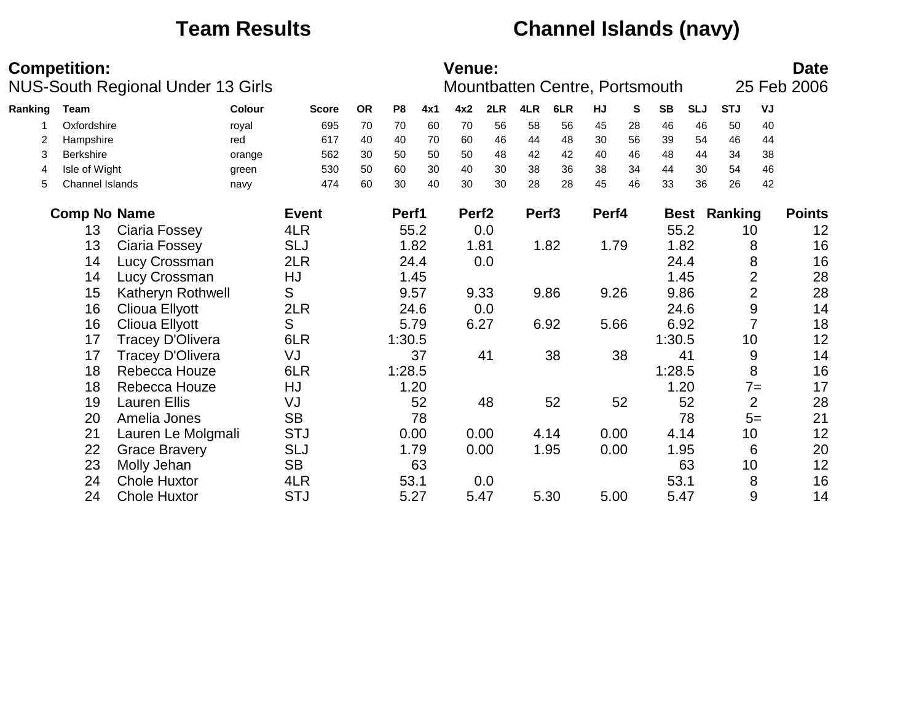# Team Results

# Channel Islands (navy)

**Competition:**
NUS-South Regional Under 13 Girls

**Venue:**
Mountbatten Centre, Portsmouth

**Date**
25 Feb 2006

| Ranking | Team | Colour | Score | OR | P8 | 4x1 | 4x2 | 2LR | 4LR | 6LR | HJ | S | SB | SLJ | STJ | VJ |
|---|---|---|---|---|---|---|---|---|---|---|---|---|---|---|---|---|
| 1 | Oxfordshire | royal | 695 | 70 | 70 | 60 | 70 | 56 | 58 | 56 | 45 | 28 | 46 | 46 | 50 | 40 |
| 2 | Hampshire | red | 617 | 40 | 40 | 70 | 60 | 46 | 44 | 48 | 30 | 56 | 39 | 54 | 46 | 44 |
| 3 | Berkshire | orange | 562 | 30 | 50 | 50 | 50 | 48 | 42 | 42 | 40 | 46 | 48 | 44 | 34 | 38 |
| 4 | Isle of Wight | green | 530 | 50 | 60 | 30 | 40 | 30 | 38 | 36 | 38 | 34 | 44 | 30 | 54 | 46 |
| 5 | Channel Islands | navy | 474 | 60 | 30 | 40 | 30 | 30 | 28 | 28 | 45 | 46 | 33 | 36 | 26 | 42 |

| Comp No | Name | Event | Perf1 | Perf2 | Perf3 | Perf4 | Best | Ranking | Points |
|---|---|---|---|---|---|---|---|---|---|
| 13 | Ciaria Fossey | 4LR | 55.2 | 0.0 | | | 55.2 | 10 | 12 |
| 13 | Ciaria Fossey | SLJ | 1.82 | 1.81 | 1.82 | 1.79 | 1.82 | 8 | 16 |
| 14 | Lucy Crossman | 2LR | 24.4 | 0.0 | | | 24.4 | 8 | 16 |
| 14 | Lucy Crossman | HJ | 1.45 | | | | 1.45 | 2 | 28 |
| 15 | Katheryn Rothwell | S | 9.57 | 9.33 | 9.86 | 9.26 | 9.86 | 2 | 28 |
| 16 | Clioua Ellyott | 2LR | 24.6 | 0.0 | | | 24.6 | 9 | 14 |
| 16 | Clioua Ellyott | S | 5.79 | 6.27 | 6.92 | 5.66 | 6.92 | 7 | 18 |
| 17 | Tracey D'Olivera | 6LR | 1:30.5 | | | | 1:30.5 | 10 | 12 |
| 17 | Tracey D'Olivera | VJ | 37 | 41 | 38 | 38 | 41 | 9 | 14 |
| 18 | Rebecca Houze | 6LR | 1:28.5 | | | | 1:28.5 | 8 | 16 |
| 18 | Rebecca Houze | HJ | 1.20 | | | | 1.20 | 7= | 17 |
| 19 | Lauren Ellis | VJ | 52 | 48 | 52 | 52 | 52 | 2 | 28 |
| 20 | Amelia Jones | SB | 78 | | | | 78 | 5= | 21 |
| 21 | Lauren Le Molgmali | STJ | 0.00 | 0.00 | 4.14 | 0.00 | 4.14 | 10 | 12 |
| 22 | Grace Bravery | SLJ | 1.79 | 0.00 | 1.95 | 0.00 | 1.95 | 6 | 20 |
| 23 | Molly Jehan | SB | 63 | | | | 63 | 10 | 12 |
| 24 | Chole Huxtor | 4LR | 53.1 | 0.0 | | | 53.1 | 8 | 16 |
| 24 | Chole Huxtor | STJ | 5.27 | 5.47 | 5.30 | 5.00 | 5.47 | 9 | 14 |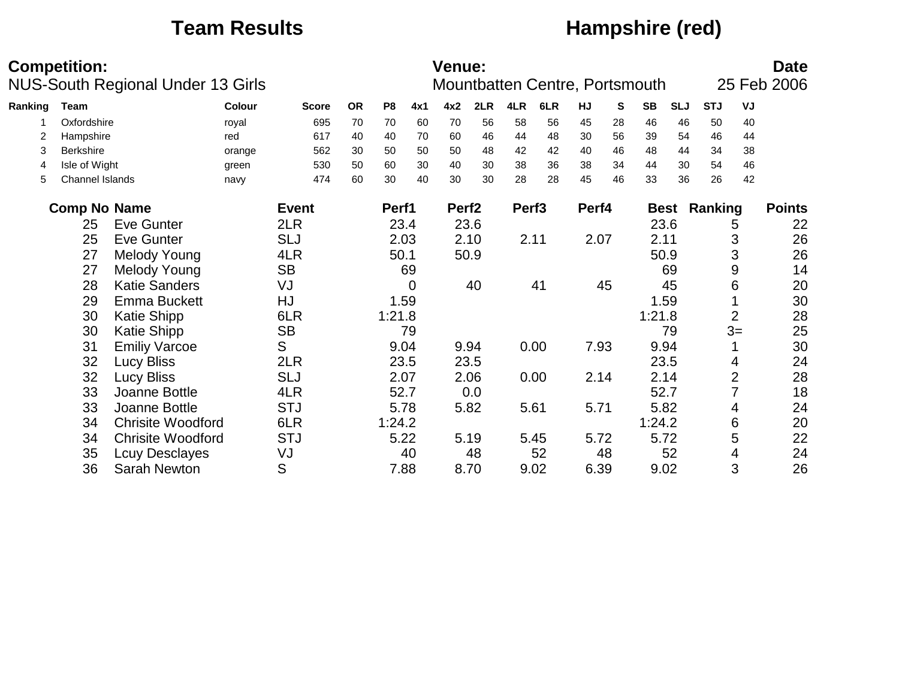# Team Results — Hampshire (red)

**Competition:** NUS-South Regional Under 13 Girls

**Venue:** Mountbatten Centre, Portsmouth

**Date:** 25 Feb 2006

| Ranking | Team | Colour | Score | OR | P8 | 4x1 | 4x2 | 2LR | 4LR | 6LR | HJ | S | SB | SLJ | STJ | VJ |
|---|---|---|---|---|---|---|---|---|---|---|---|---|---|---|---|---|
| 1 | Oxfordshire | royal | 695 | 70 | 70 | 60 | 70 | 56 | 58 | 56 | 45 | 28 | 46 | 46 | 50 | 40 |
| 2 | Hampshire | red | 617 | 40 | 40 | 70 | 60 | 46 | 44 | 48 | 30 | 56 | 39 | 54 | 46 | 44 |
| 3 | Berkshire | orange | 562 | 30 | 50 | 50 | 50 | 48 | 42 | 42 | 40 | 46 | 48 | 44 | 34 | 38 |
| 4 | Isle of Wight | green | 530 | 50 | 60 | 30 | 40 | 30 | 38 | 36 | 38 | 34 | 44 | 30 | 54 | 46 |
| 5 | Channel Islands | navy | 474 | 60 | 30 | 40 | 30 | 30 | 28 | 28 | 45 | 46 | 33 | 36 | 26 | 42 |

| Comp No | Name | Event | Perf1 | Perf2 | Perf3 | Perf4 | Best | Ranking | Points |
|---|---|---|---|---|---|---|---|---|---|
| 25 | Eve Gunter | 2LR | 23.4 | 23.6 | | | 23.6 | 5 | 22 |
| 25 | Eve Gunter | SLJ | 2.03 | 2.10 | 2.11 | 2.07 | 2.11 | 3 | 26 |
| 27 | Melody Young | 4LR | 50.1 | 50.9 | | | 50.9 | 3 | 26 |
| 27 | Melody Young | SB | 69 | | | | 69 | 9 | 14 |
| 28 | Katie Sanders | VJ | 0 | 40 | 41 | 45 | 45 | 6 | 20 |
| 29 | Emma Buckett | HJ | 1.59 | | | | 1.59 | 1 | 30 |
| 30 | Katie Shipp | 6LR | 1:21.8 | | | | 1:21.8 | 2 | 28 |
| 30 | Katie Shipp | SB | 79 | | | | 79 | 3= | 25 |
| 31 | Emiliy Varcoe | S | 9.04 | 9.94 | 0.00 | 7.93 | 9.94 | 1 | 30 |
| 32 | Lucy Bliss | 2LR | 23.5 | 23.5 | | | 23.5 | 4 | 24 |
| 32 | Lucy Bliss | SLJ | 2.07 | 2.06 | 0.00 | 2.14 | 2.14 | 2 | 28 |
| 33 | Joanne Bottle | 4LR | 52.7 | 0.0 | | | 52.7 | 7 | 18 |
| 33 | Joanne Bottle | STJ | 5.78 | 5.82 | 5.61 | 5.71 | 5.82 | 4 | 24 |
| 34 | Chrisite Woodford | 6LR | 1:24.2 | | | | 1:24.2 | 6 | 20 |
| 34 | Chrisite Woodford | STJ | 5.22 | 5.19 | 5.45 | 5.72 | 5.72 | 5 | 22 |
| 35 | Lcuy Desclayes | VJ | 40 | 48 | 52 | 48 | 52 | 4 | 24 |
| 36 | Sarah Newton | S | 7.88 | 8.70 | 9.02 | 6.39 | 9.02 | 3 | 26 |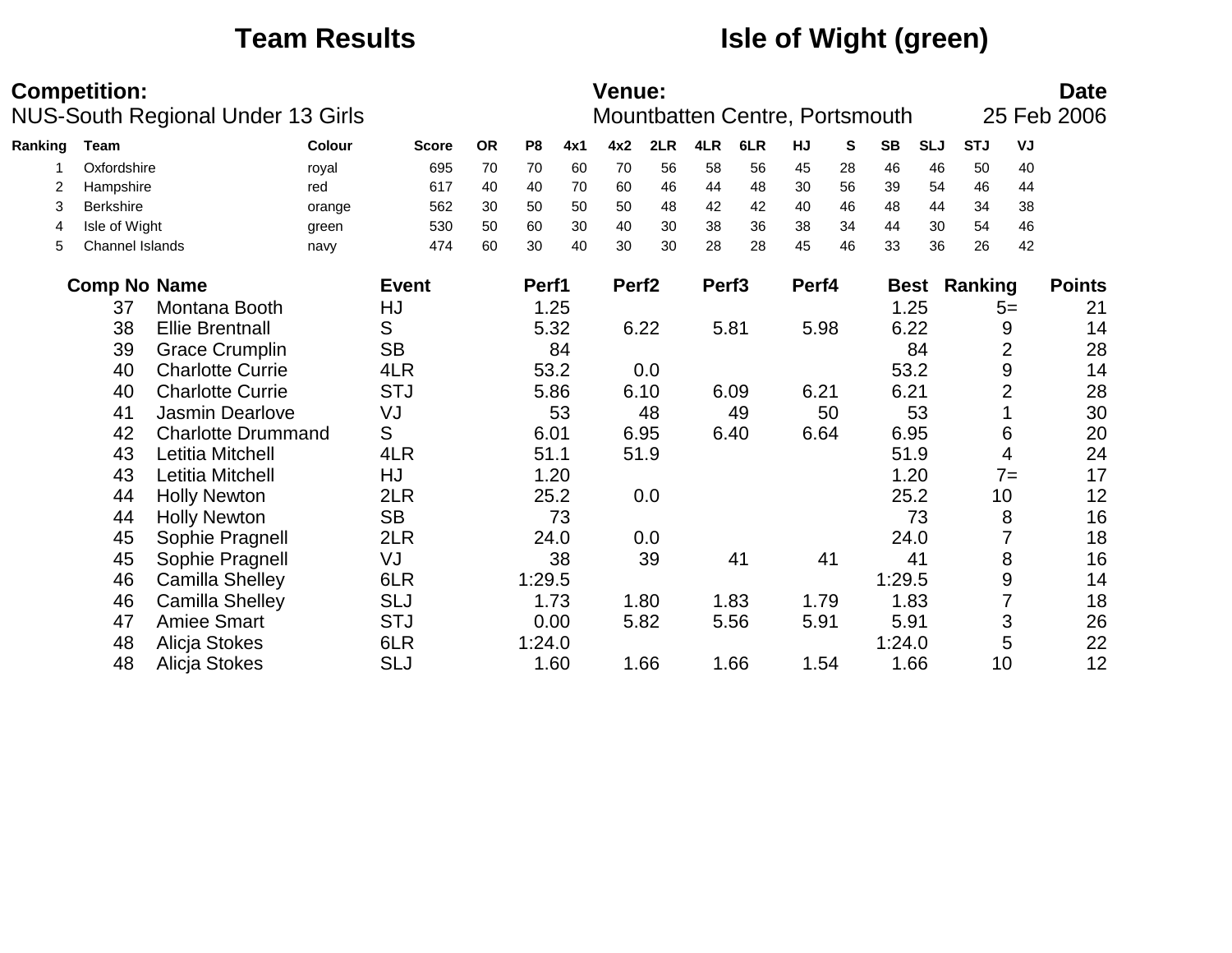# Team Results — Isle of Wight (green)

**Competition:**
NUS-South Regional Under 13 Girls

**Venue:**
Mountbatten Centre, Portsmouth

**Date**
25 Feb 2006

| Ranking | Team | Colour | Score | OR | P8 | 4x1 | 4x2 | 2LR | 4LR | 6LR | HJ | S | SB | SLJ | STJ | VJ |
|---|---|---|---|---|---|---|---|---|---|---|---|---|---|---|---|---|
| 1 | Oxfordshire | royal | 695 | 70 | 70 | 60 | 70 | 56 | 58 | 56 | 45 | 28 | 46 | 46 | 50 | 40 |
| 2 | Hampshire | red | 617 | 40 | 40 | 70 | 60 | 46 | 44 | 48 | 30 | 56 | 39 | 54 | 46 | 44 |
| 3 | Berkshire | orange | 562 | 30 | 50 | 50 | 50 | 48 | 42 | 42 | 40 | 46 | 48 | 44 | 34 | 38 |
| 4 | Isle of Wight | green | 530 | 50 | 60 | 30 | 40 | 30 | 38 | 36 | 38 | 34 | 44 | 30 | 54 | 46 |
| 5 | Channel Islands | navy | 474 | 60 | 30 | 40 | 30 | 30 | 28 | 28 | 45 | 46 | 33 | 36 | 26 | 42 |

| Comp No | Name | Event | Perf1 | Perf2 | Perf3 | Perf4 | Best | Ranking | Points |
|---|---|---|---|---|---|---|---|---|---|
| 37 | Montana Booth | HJ | 1.25 | | | | 1.25 | 5= | 21 |
| 38 | Ellie Brentnall | S | 5.32 | 6.22 | 5.81 | 5.98 | 6.22 | 9 | 14 |
| 39 | Grace Crumplin | SB | 84 | | | | 84 | 2 | 28 |
| 40 | Charlotte Currie | 4LR | 53.2 | 0.0 | | | 53.2 | 9 | 14 |
| 40 | Charlotte Currie | STJ | 5.86 | 6.10 | 6.09 | 6.21 | 6.21 | 2 | 28 |
| 41 | Jasmin Dearlove | VJ | 53 | 48 | 49 | 50 | 53 | 1 | 30 |
| 42 | Charlotte Drummand | S | 6.01 | 6.95 | 6.40 | 6.64 | 6.95 | 6 | 20 |
| 43 | Letitia Mitchell | 4LR | 51.1 | 51.9 | | | 51.9 | 4 | 24 |
| 43 | Letitia Mitchell | HJ | 1.20 | | | | 1.20 | 7= | 17 |
| 44 | Holly Newton | 2LR | 25.2 | 0.0 | | | 25.2 | 10 | 12 |
| 44 | Holly Newton | SB | 73 | | | | 73 | 8 | 16 |
| 45 | Sophie Pragnell | 2LR | 24.0 | 0.0 | | | 24.0 | 7 | 18 |
| 45 | Sophie Pragnell | VJ | 38 | 39 | 41 | 41 | 41 | 8 | 16 |
| 46 | Camilla Shelley | 6LR | 1:29.5 | | | | 1:29.5 | 9 | 14 |
| 46 | Camilla Shelley | SLJ | 1.73 | 1.80 | 1.83 | 1.79 | 1.83 | 7 | 18 |
| 47 | Amiee Smart | STJ | 0.00 | 5.82 | 5.56 | 5.91 | 5.91 | 3 | 26 |
| 48 | Alicja Stokes | 6LR | 1:24.0 | | | | 1:24.0 | 5 | 22 |
| 48 | Alicja Stokes | SLJ | 1.60 | 1.66 | 1.66 | 1.54 | 1.66 | 10 | 12 |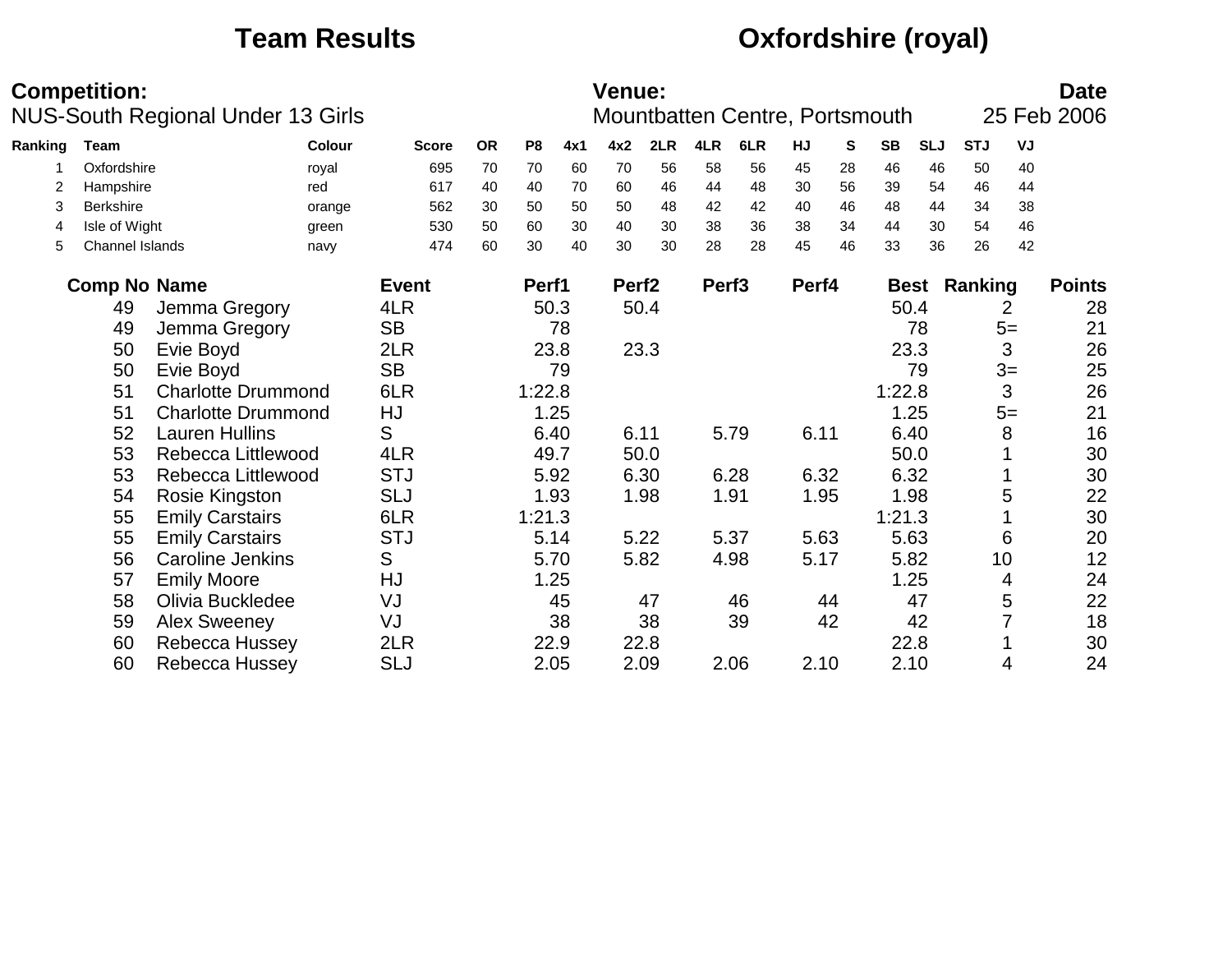# Team Results — Oxfordshire (royal)

**Competition:** NUS-South Regional Under 13 Girls

**Venue:** Mountbatten Centre, Portsmouth

**Date:** 25 Feb 2006

| Ranking | Team | Colour | Score | OR | P8 | 4x1 | 4x2 | 2LR | 4LR | 6LR | HJ | S | SB | SLJ | STJ | VJ |
|---|---|---|---|---|---|---|---|---|---|---|---|---|---|---|---|---|
| 1 | Oxfordshire | royal | 695 | 70 | 70 | 60 | 70 | 56 | 58 | 56 | 45 | 28 | 46 | 46 | 50 | 40 |
| 2 | Hampshire | red | 617 | 40 | 40 | 70 | 60 | 46 | 44 | 48 | 30 | 56 | 39 | 54 | 46 | 44 |
| 3 | Berkshire | orange | 562 | 30 | 50 | 50 | 50 | 48 | 42 | 42 | 40 | 46 | 48 | 44 | 34 | 38 |
| 4 | Isle of Wight | green | 530 | 50 | 60 | 30 | 40 | 30 | 38 | 36 | 38 | 34 | 44 | 30 | 54 | 46 |
| 5 | Channel Islands | navy | 474 | 60 | 30 | 40 | 30 | 30 | 28 | 28 | 45 | 46 | 33 | 36 | 26 | 42 |

| Comp No | Name | Event | Perf1 | Perf2 | Perf3 | Perf4 | Best | Ranking | Points |
|---|---|---|---|---|---|---|---|---|---|
| 49 | Jemma Gregory | 4LR | 50.3 | 50.4 | | | 50.4 | 2 | 28 |
| 49 | Jemma Gregory | SB | 78 | | | | 78 | 5= | 21 |
| 50 | Evie Boyd | 2LR | 23.8 | 23.3 | | | 23.3 | 3 | 26 |
| 50 | Evie Boyd | SB | 79 | | | | 79 | 3= | 25 |
| 51 | Charlotte Drummond | 6LR | 1:22.8 | | | | 1:22.8 | 3 | 26 |
| 51 | Charlotte Drummond | HJ | 1.25 | | | | 1.25 | 5= | 21 |
| 52 | Lauren Hullins | S | 6.40 | 6.11 | 5.79 | 6.11 | 6.40 | 8 | 16 |
| 53 | Rebecca Littlewood | 4LR | 49.7 | 50.0 | | | 50.0 | 1 | 30 |
| 53 | Rebecca Littlewood | STJ | 5.92 | 6.30 | 6.28 | 6.32 | 6.32 | 1 | 30 |
| 54 | Rosie Kingston | SLJ | 1.93 | 1.98 | 1.91 | 1.95 | 1.98 | 5 | 22 |
| 55 | Emily Carstairs | 6LR | 1:21.3 | | | | 1:21.3 | 1 | 30 |
| 55 | Emily Carstairs | STJ | 5.14 | 5.22 | 5.37 | 5.63 | 5.63 | 6 | 20 |
| 56 | Caroline Jenkins | S | 5.70 | 5.82 | 4.98 | 5.17 | 5.82 | 10 | 12 |
| 57 | Emily Moore | HJ | 1.25 | | | | 1.25 | 4 | 24 |
| 58 | Olivia Buckledee | VJ | 45 | 47 | 46 | 44 | 47 | 5 | 22 |
| 59 | Alex Sweeney | VJ | 38 | 38 | 39 | 42 | 42 | 7 | 18 |
| 60 | Rebecca Hussey | 2LR | 22.9 | 22.8 | | | 22.8 | 1 | 30 |
| 60 | Rebecca Hussey | SLJ | 2.05 | 2.09 | 2.06 | 2.10 | 2.10 | 4 | 24 |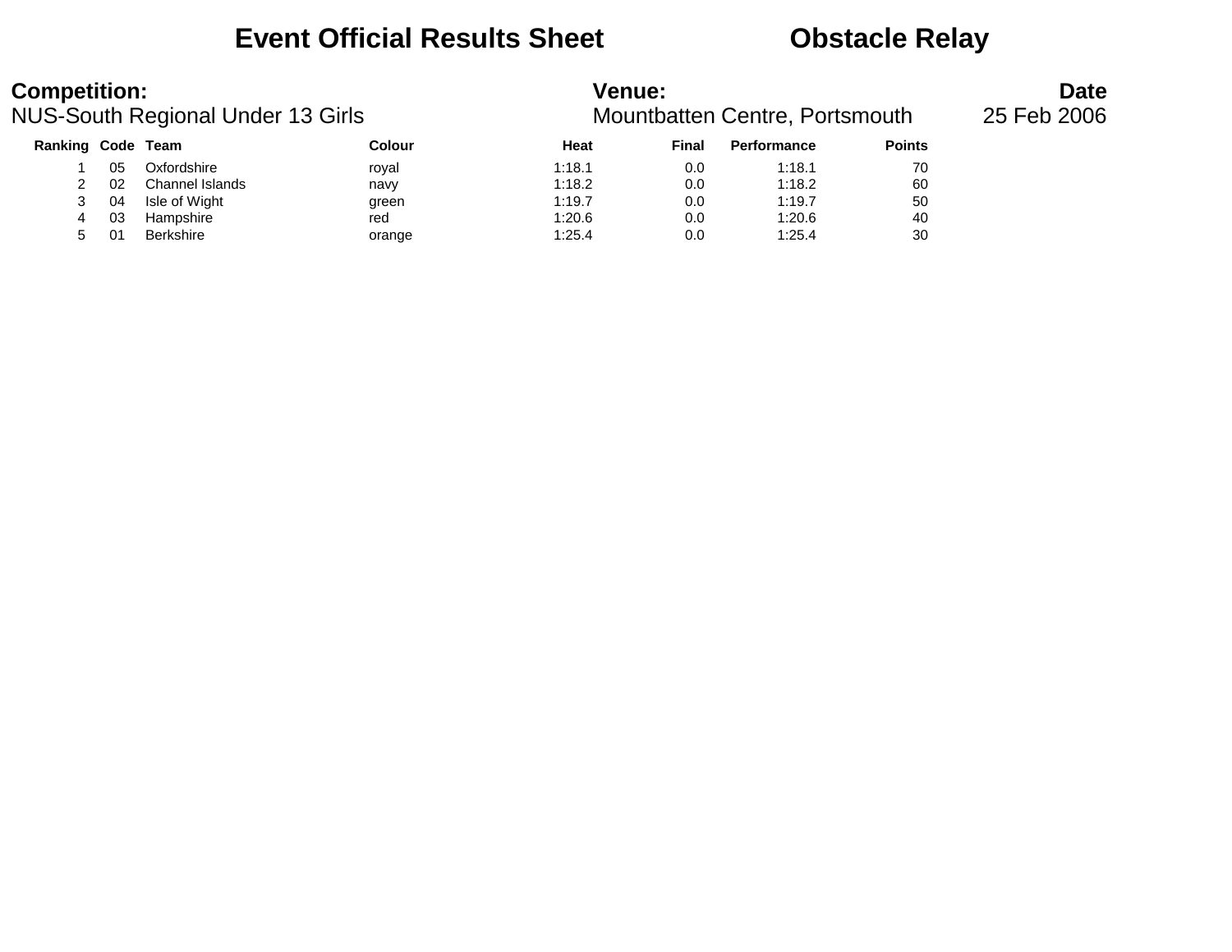# Event Official Results Sheet

# Obstacle Relay

**Competition:**
NUS-South Regional Under 13 Girls

**Venue:**
Mountbatten Centre, Portsmouth

**Date**
25 Feb 2006

| Ranking | Code | Team | Colour | Heat | Final | Performance | Points |
|---|---|---|---|---|---|---|---|
| 1 | 05 | Oxfordshire | royal | 1:18.1 | 0.0 | 1:18.1 | 70 |
| 2 | 02 | Channel Islands | navy | 1:18.2 | 0.0 | 1:18.2 | 60 |
| 3 | 04 | Isle of Wight | green | 1:19.7 | 0.0 | 1:19.7 | 50 |
| 4 | 03 | Hampshire | red | 1:20.6 | 0.0 | 1:20.6 | 40 |
| 5 | 01 | Berkshire | orange | 1:25.4 | 0.0 | 1:25.4 | 30 |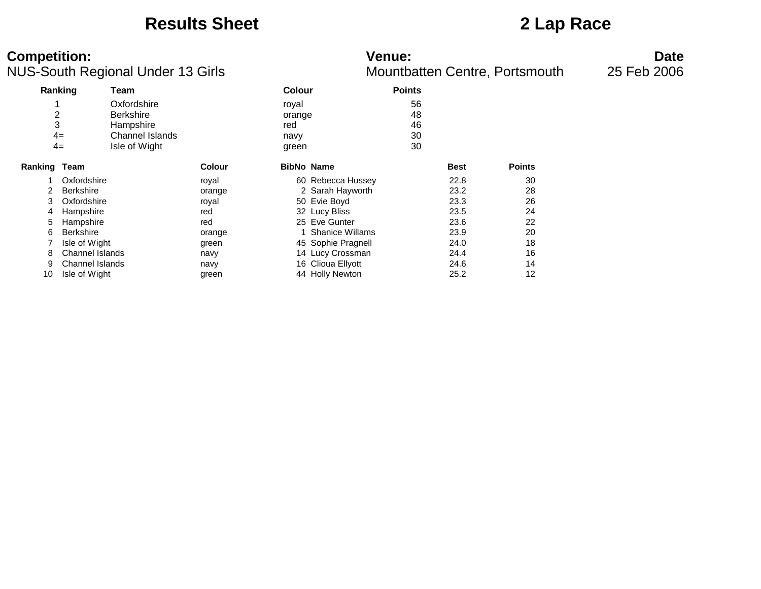# Results Sheet

# 2 Lap Race

**Competition:**
NUS-South Regional Under 13 Girls

**Venue:**
Mountbatten Centre, Portsmouth

**Date**
25 Feb 2006

| Ranking | Team | Colour | Points |
|---|---|---|---|
| 1 | Oxfordshire | royal | 56 |
| 2 | Berkshire | orange | 48 |
| 3 | Hampshire | red | 46 |
| 4= | Channel Islands | navy | 30 |
| 4= | Isle of Wight | green | 30 |

| Ranking | Team | Colour | BibNo | Name | Best | Points |
|---|---|---|---|---|---|---|
| 1 | Oxfordshire | royal | 60 | Rebecca Hussey | 22.8 | 30 |
| 2 | Berkshire | orange | 2 | Sarah Hayworth | 23.2 | 28 |
| 3 | Oxfordshire | royal | 50 | Evie Boyd | 23.3 | 26 |
| 4 | Hampshire | red | 32 | Lucy Bliss | 23.5 | 24 |
| 5 | Hampshire | red | 25 | Eve Gunter | 23.6 | 22 |
| 6 | Berkshire | orange | 1 | Shanice Willams | 23.9 | 20 |
| 7 | Isle of Wight | green | 45 | Sophie Pragnell | 24.0 | 18 |
| 8 | Channel Islands | navy | 14 | Lucy Crossman | 24.4 | 16 |
| 9 | Channel Islands | navy | 16 | Clioua Ellyott | 24.6 | 14 |
| 10 | Isle of Wight | green | 44 | Holly Newton | 25.2 | 12 |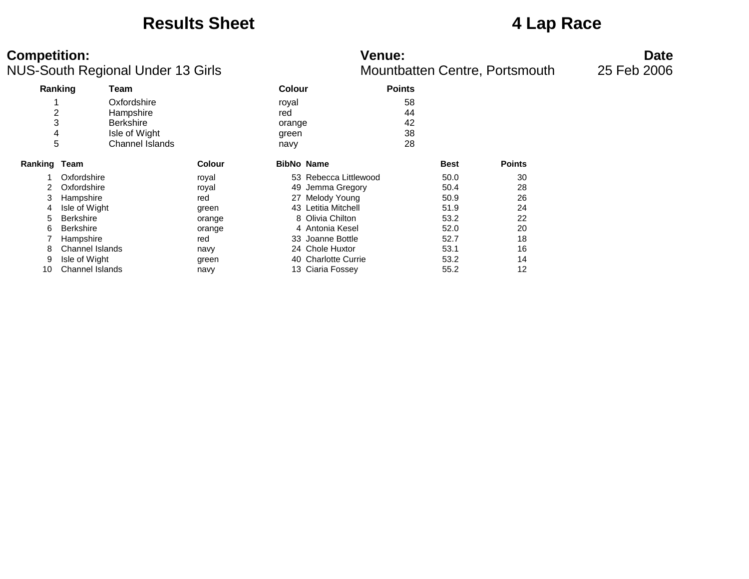# Results Sheet

# 4 Lap Race

**Competition:**
NUS-South Regional Under 13 Girls

**Venue:**
Mountbatten Centre, Portsmouth

**Date**
25 Feb 2006

| Ranking | Team | Colour | Points |
|---|---|---|---|
| 1 | Oxfordshire | royal | 58 |
| 2 | Hampshire | red | 44 |
| 3 | Berkshire | orange | 42 |
| 4 | Isle of Wight | green | 38 |
| 5 | Channel Islands | navy | 28 |

| Ranking | Team | Colour | BibNo | Name | Best | Points |
|---|---|---|---|---|---|---|
| 1 | Oxfordshire | royal | 53 | Rebecca Littlewood | 50.0 | 30 |
| 2 | Oxfordshire | royal | 49 | Jemma Gregory | 50.4 | 28 |
| 3 | Hampshire | red | 27 | Melody Young | 50.9 | 26 |
| 4 | Isle of Wight | green | 43 | Letitia Mitchell | 51.9 | 24 |
| 5 | Berkshire | orange | 8 | Olivia Chilton | 53.2 | 22 |
| 6 | Berkshire | orange | 4 | Antonia Kesel | 52.0 | 20 |
| 7 | Hampshire | red | 33 | Joanne Bottle | 52.7 | 18 |
| 8 | Channel Islands | navy | 24 | Chole Huxtor | 53.1 | 16 |
| 9 | Isle of Wight | green | 40 | Charlotte Currie | 53.2 | 14 |
| 10 | Channel Islands | navy | 13 | Ciaria Fossey | 55.2 | 12 |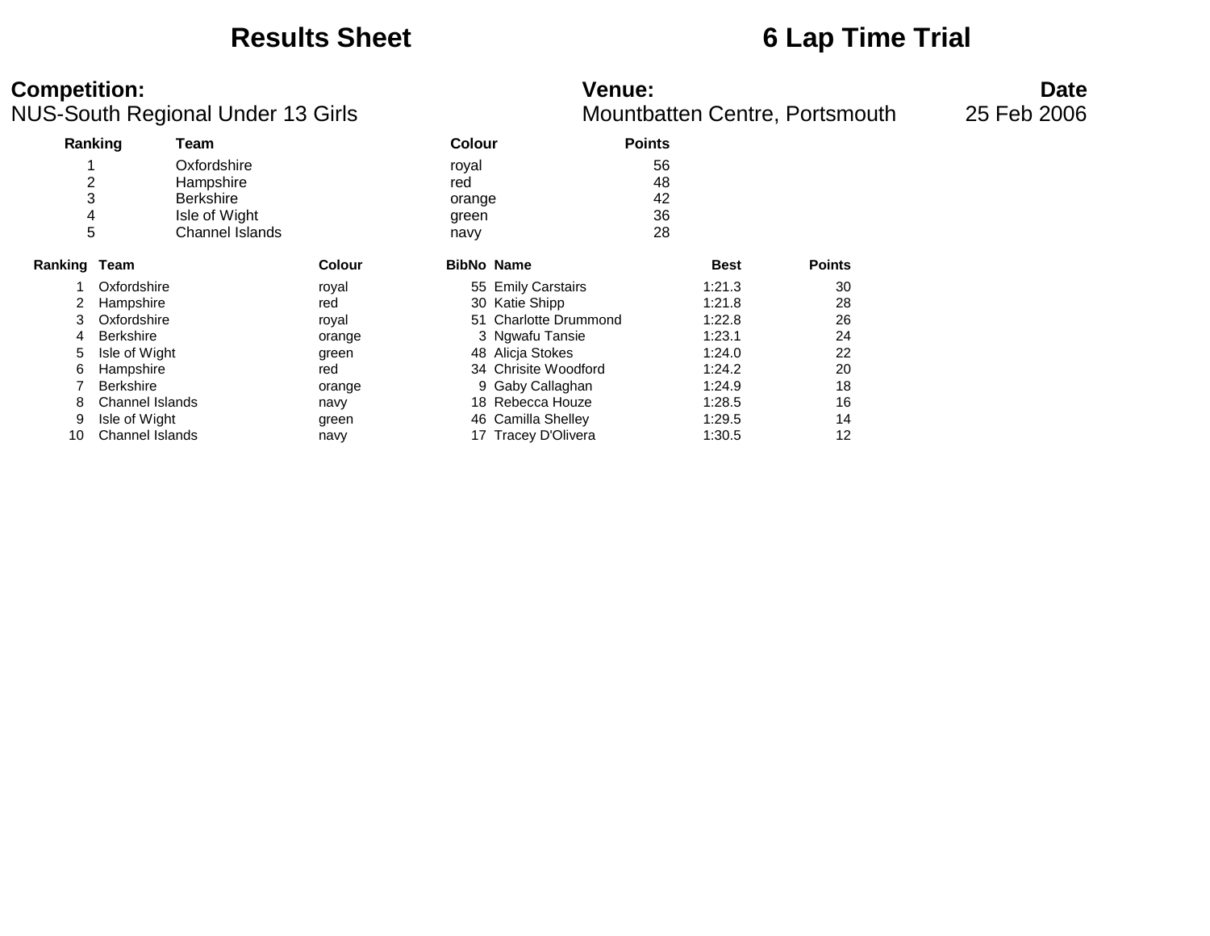# Results Sheet

# 6 Lap Time Trial

**Competition:**
NUS-South Regional Under 13 Girls

**Venue:**
Mountbatten Centre, Portsmouth

**Date**
25 Feb 2006

| Ranking | Team | Colour | Points |
|---|---|---|---|
| 1 | Oxfordshire | royal | 56 |
| 2 | Hampshire | red | 48 |
| 3 | Berkshire | orange | 42 |
| 4 | Isle of Wight | green | 36 |
| 5 | Channel Islands | navy | 28 |

| Ranking | Team | Colour | BibNo | Name | Best | Points |
|---|---|---|---|---|---|---|
| 1 | Oxfordshire | royal | 55 | Emily Carstairs | 1:21.3 | 30 |
| 2 | Hampshire | red | 30 | Katie Shipp | 1:21.8 | 28 |
| 3 | Oxfordshire | royal | 51 | Charlotte Drummond | 1:22.8 | 26 |
| 4 | Berkshire | orange | 3 | Ngwafu Tansie | 1:23.1 | 24 |
| 5 | Isle of Wight | green | 48 | Alicja Stokes | 1:24.0 | 22 |
| 6 | Hampshire | red | 34 | Chrisite Woodford | 1:24.2 | 20 |
| 7 | Berkshire | orange | 9 | Gaby Callaghan | 1:24.9 | 18 |
| 8 | Channel Islands | navy | 18 | Rebecca Houze | 1:28.5 | 16 |
| 9 | Isle of Wight | green | 46 | Camilla Shelley | 1:29.5 | 14 |
| 10 | Channel Islands | navy | 17 | Tracey D'Olivera | 1:30.5 | 12 |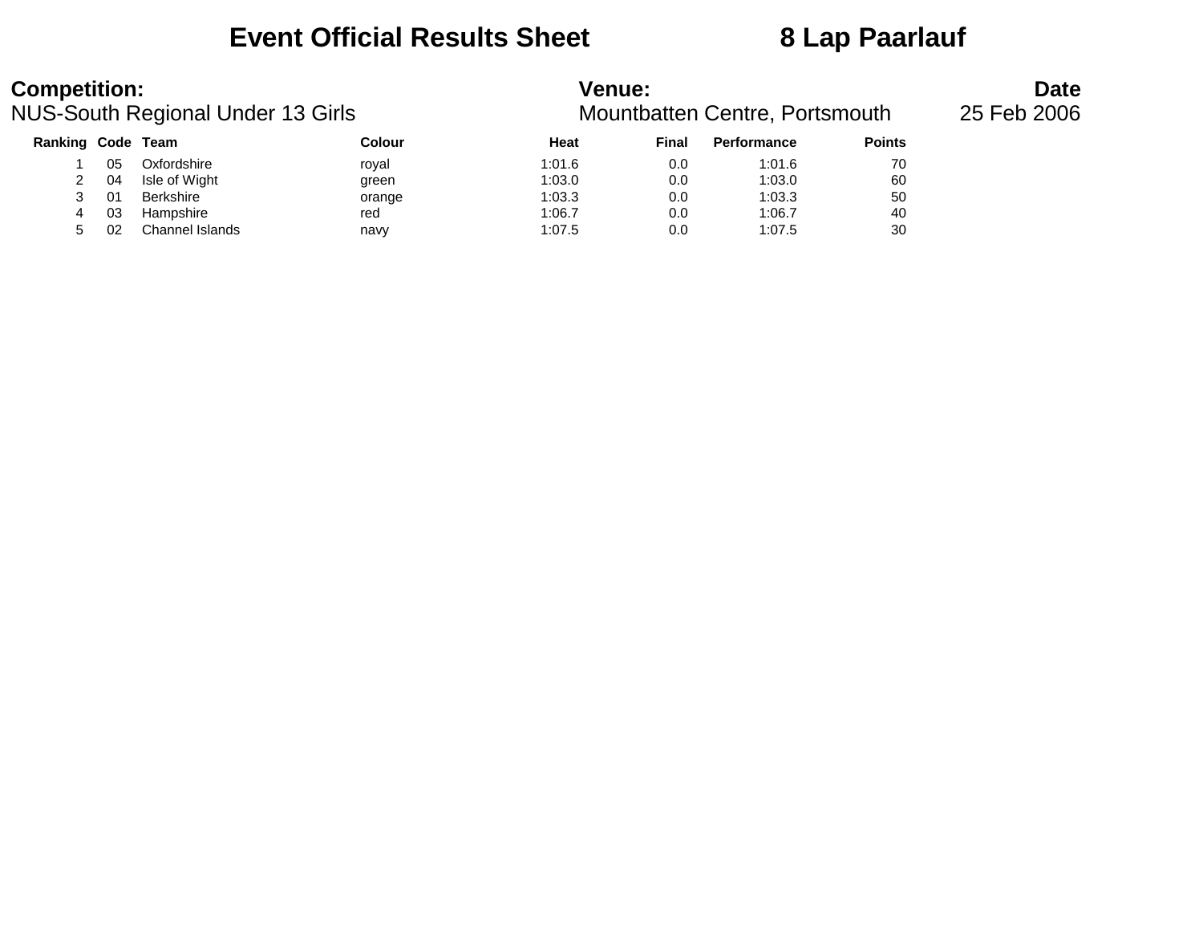# Event Official Results Sheet 8 Lap Paarlauf

**Competition:** NUS-South Regional Under 13 Girls

**Venue:** Mountbatten Centre, Portsmouth

**Date** 25 Feb 2006

| Ranking | Code | Team | Colour | Heat | Final | Performance | Points |
|---|---|---|---|---|---|---|---|
| 1 | 05 | Oxfordshire | royal | 1:01.6 | 0.0 | 1:01.6 | 70 |
| 2 | 04 | Isle of Wight | green | 1:03.0 | 0.0 | 1:03.0 | 60 |
| 3 | 01 | Berkshire | orange | 1:03.3 | 0.0 | 1:03.3 | 50 |
| 4 | 03 | Hampshire | red | 1:06.7 | 0.0 | 1:06.7 | 40 |
| 5 | 02 | Channel Islands | navy | 1:07.5 | 0.0 | 1:07.5 | 30 |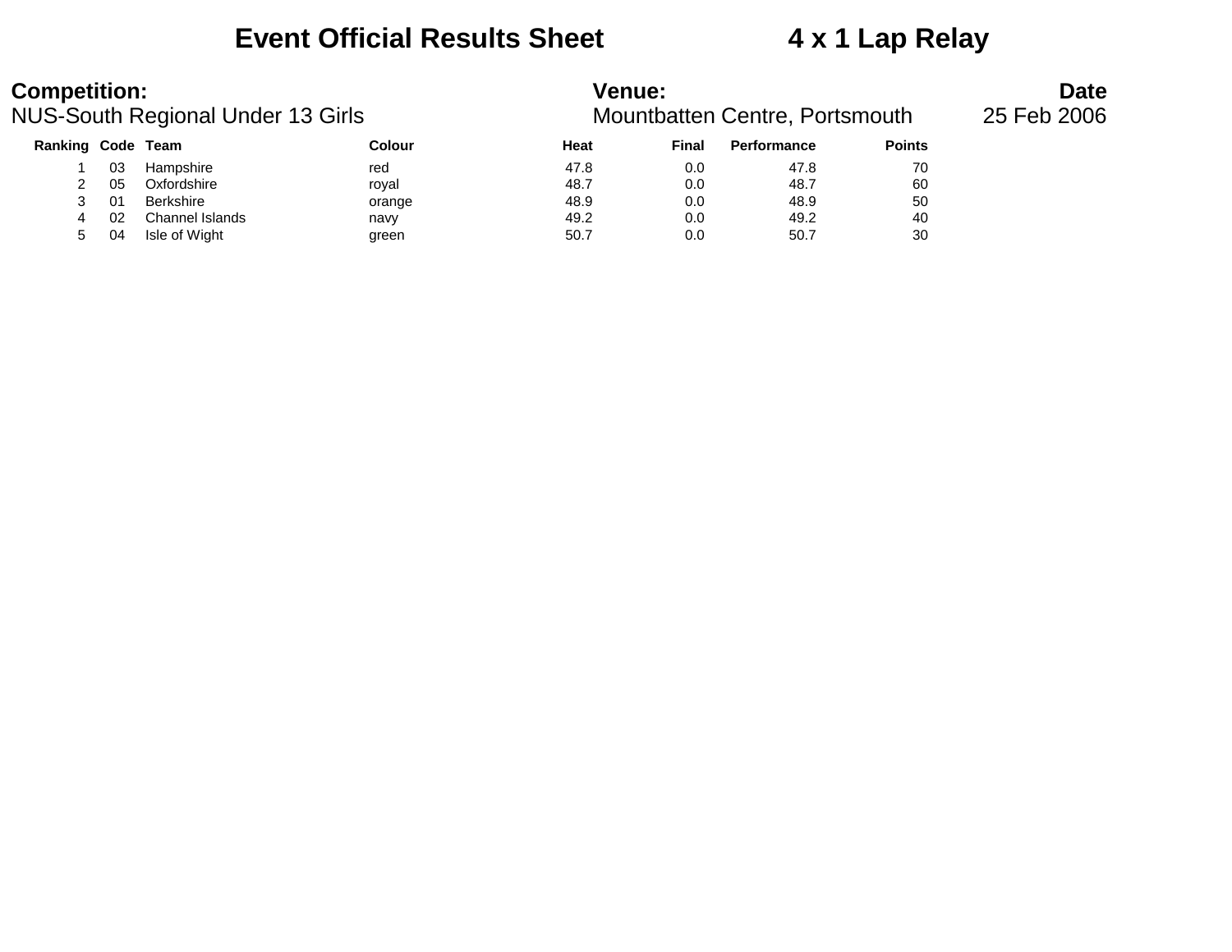# Event Official Results Sheet 4 x 1 Lap Relay

**Competition:**
NUS-South Regional Under 13 Girls

**Venue:**
Mountbatten Centre, Portsmouth

**Date**
25 Feb 2006

| Ranking | Code | Team | Colour | Heat | Final | Performance | Points |
|---|---|---|---|---|---|---|---|
| 1 | 03 | Hampshire | red | 47.8 | 0.0 | 47.8 | 70 |
| 2 | 05 | Oxfordshire | royal | 48.7 | 0.0 | 48.7 | 60 |
| 3 | 01 | Berkshire | orange | 48.9 | 0.0 | 48.9 | 50 |
| 4 | 02 | Channel Islands | navy | 49.2 | 0.0 | 49.2 | 40 |
| 5 | 04 | Isle of Wight | green | 50.7 | 0.0 | 50.7 | 30 |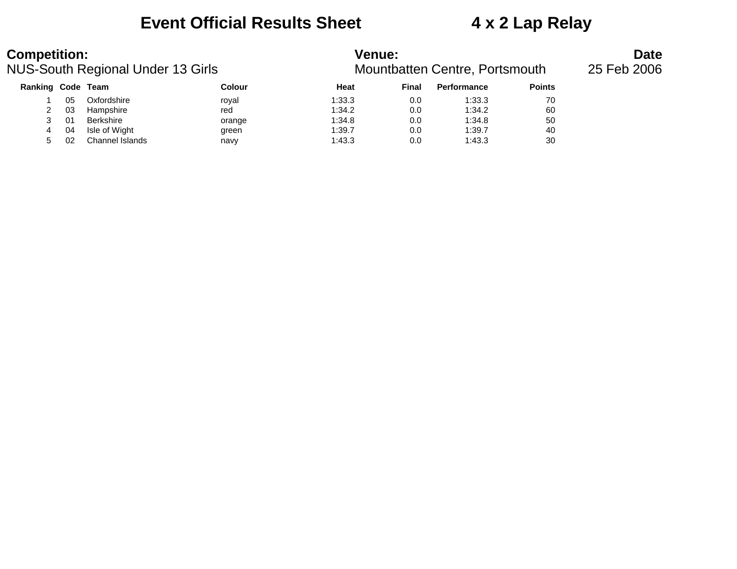# Event Official Results Sheet 4 x 2 Lap Relay

**Competition:**
NUS-South Regional Under 13 Girls

**Venue:**
Mountbatten Centre, Portsmouth

**Date**
25 Feb 2006

| Ranking | Code | Team | Colour | Heat | Final | Performance | Points |
|---|---|---|---|---|---|---|---|
| 1 | 05 | Oxfordshire | royal | 1:33.3 | 0.0 | 1:33.3 | 70 |
| 2 | 03 | Hampshire | red | 1:34.2 | 0.0 | 1:34.2 | 60 |
| 3 | 01 | Berkshire | orange | 1:34.8 | 0.0 | 1:34.8 | 50 |
| 4 | 04 | Isle of Wight | green | 1:39.7 | 0.0 | 1:39.7 | 40 |
| 5 | 02 | Channel Islands | navy | 1:43.3 | 0.0 | 1:43.3 | 30 |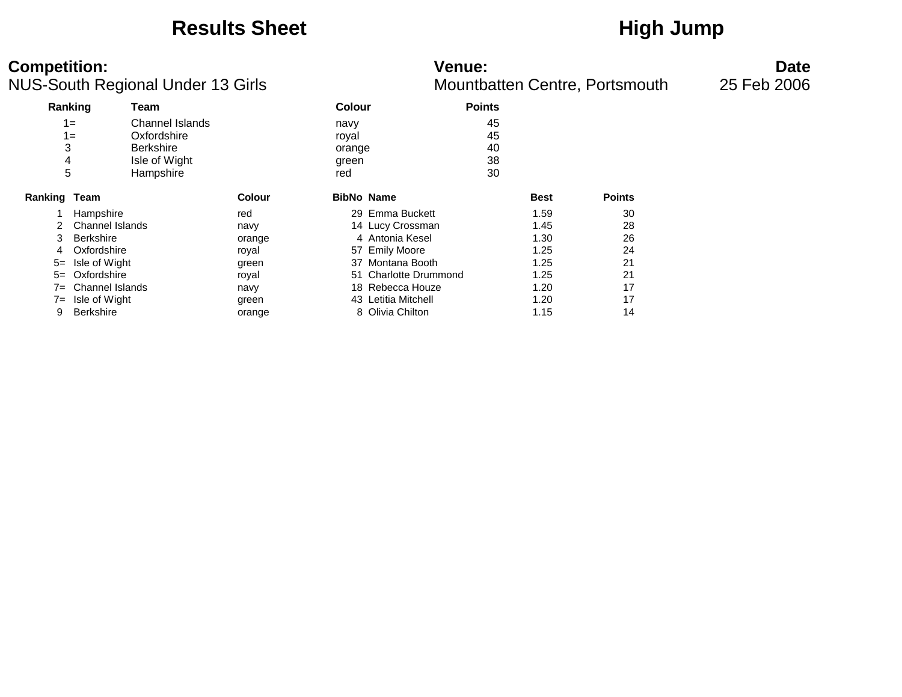# Results Sheet

# High Jump

**Competition:**
NUS-South Regional Under 13 Girls

**Venue:**
Mountbatten Centre, Portsmouth

**Date**
25 Feb 2006

| Ranking | Team | Colour | Points |
|---|---|---|---|
| 1= | Channel Islands | navy | 45 |
| 1= | Oxfordshire | royal | 45 |
| 3 | Berkshire | orange | 40 |
| 4 | Isle of Wight | green | 38 |
| 5 | Hampshire | red | 30 |

| Ranking | Team | Colour | BibNo | Name | Best | Points |
|---|---|---|---|---|---|---|
| 1 | Hampshire | red | 29 | Emma Buckett | 1.59 | 30 |
| 2 | Channel Islands | navy | 14 | Lucy Crossman | 1.45 | 28 |
| 3 | Berkshire | orange | 4 | Antonia Kesel | 1.30 | 26 |
| 4 | Oxfordshire | royal | 57 | Emily Moore | 1.25 | 24 |
| 5= | Isle of Wight | green | 37 | Montana Booth | 1.25 | 21 |
| 5= | Oxfordshire | royal | 51 | Charlotte Drummond | 1.25 | 21 |
| 7= | Channel Islands | navy | 18 | Rebecca Houze | 1.20 | 17 |
| 7= | Isle of Wight | green | 43 | Letitia Mitchell | 1.20 | 17 |
| 9 | Berkshire | orange | 8 | Olivia Chilton | 1.15 | 14 |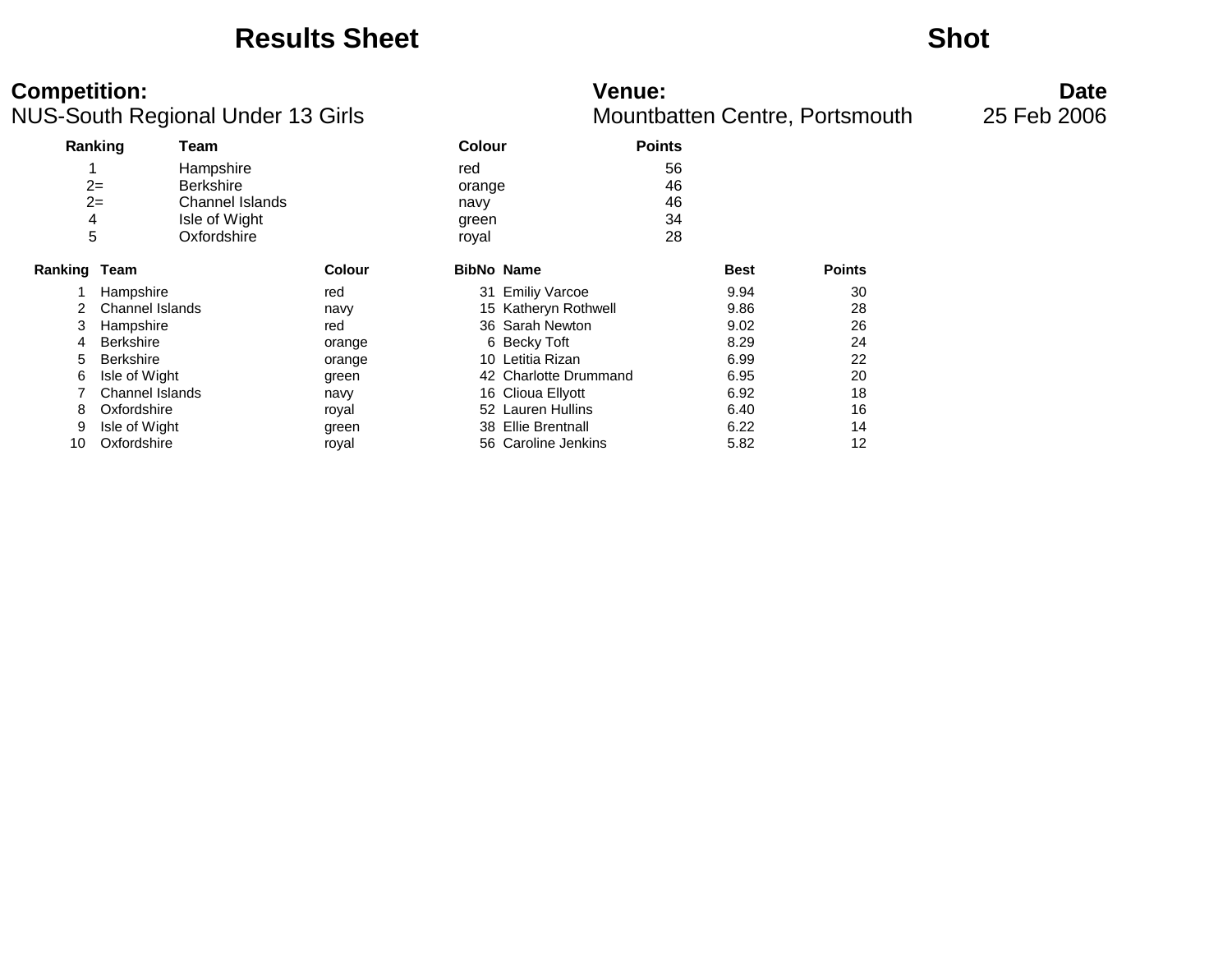# Results Sheet

## Shot

**Competition:**
NUS-South Regional Under 13 Girls

**Venue:**
Mountbatten Centre, Portsmouth

**Date**
25 Feb 2006

| Ranking | Team | Colour | Points |
|---|---|---|---|
| 1 | Hampshire | red | 56 |
| 2= | Berkshire | orange | 46 |
| 2= | Channel Islands | navy | 46 |
| 4 | Isle of Wight | green | 34 |
| 5 | Oxfordshire | royal | 28 |

| Ranking | Team | Colour | BibNo | Name | Best | Points |
|---|---|---|---|---|---|---|
| 1 | Hampshire | red | 31 | Emiliy Varcoe | 9.94 | 30 |
| 2 | Channel Islands | navy | 15 | Katheryn Rothwell | 9.86 | 28 |
| 3 | Hampshire | red | 36 | Sarah Newton | 9.02 | 26 |
| 4 | Berkshire | orange | 6 | Becky Toft | 8.29 | 24 |
| 5 | Berkshire | orange | 10 | Letitia Rizan | 6.99 | 22 |
| 6 | Isle of Wight | green | 42 | Charlotte Drummand | 6.95 | 20 |
| 7 | Channel Islands | navy | 16 | Clioua Ellyott | 6.92 | 18 |
| 8 | Oxfordshire | royal | 52 | Lauren Hullins | 6.40 | 16 |
| 9 | Isle of Wight | green | 38 | Ellie Brentnall | 6.22 | 14 |
| 10 | Oxfordshire | royal | 56 | Caroline Jenkins | 5.82 | 12 |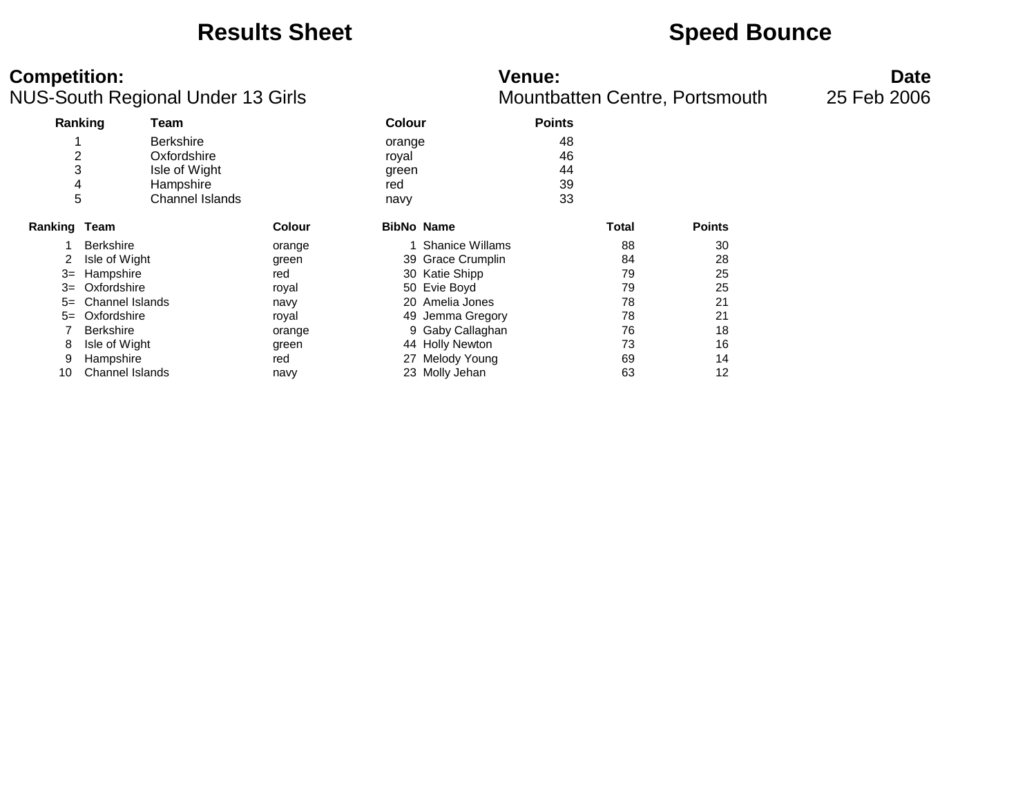# Results Sheet

# Speed Bounce

**Competition:**
NUS-South Regional Under 13 Girls

**Venue:**
Mountbatten Centre, Portsmouth

**Date**
25 Feb 2006

| Ranking | Team | Colour | Points |
|---|---|---|---|
| 1 | Berkshire | orange | 48 |
| 2 | Oxfordshire | royal | 46 |
| 3 | Isle of Wight | green | 44 |
| 4 | Hampshire | red | 39 |
| 5 | Channel Islands | navy | 33 |

| Ranking | Team | Colour | BibNo | Name | Total | Points |
|---|---|---|---|---|---|---|
| 1 | Berkshire | orange | 1 | Shanice Willams | 88 | 30 |
| 2 | Isle of Wight | green | 39 | Grace Crumplin | 84 | 28 |
| 3= | Hampshire | red | 30 | Katie Shipp | 79 | 25 |
| 3= | Oxfordshire | royal | 50 | Evie Boyd | 79 | 25 |
| 5= | Channel Islands | navy | 20 | Amelia Jones | 78 | 21 |
| 5= | Oxfordshire | royal | 49 | Jemma Gregory | 78 | 21 |
| 7 | Berkshire | orange | 9 | Gaby Callaghan | 76 | 18 |
| 8 | Isle of Wight | green | 44 | Holly Newton | 73 | 16 |
| 9 | Hampshire | red | 27 | Melody Young | 69 | 14 |
| 10 | Channel Islands | navy | 23 | Molly Jehan | 63 | 12 |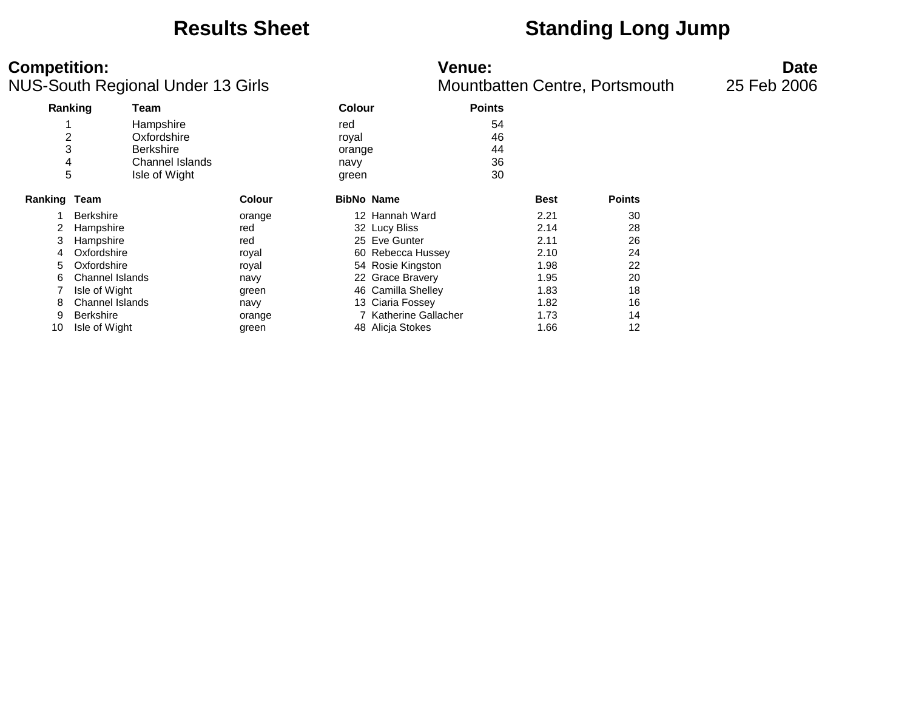# Results Sheet

# Standing Long Jump

**Competition:**
NUS-South Regional Under 13 Girls

**Venue:**
Mountbatten Centre, Portsmouth

**Date**
25 Feb 2006

| Ranking | Team | Colour | Points |
|---|---|---|---|
| 1 | Hampshire | red | 54 |
| 2 | Oxfordshire | royal | 46 |
| 3 | Berkshire | orange | 44 |
| 4 | Channel Islands | navy | 36 |
| 5 | Isle of Wight | green | 30 |

| Ranking | Team | Colour | BibNo | Name | Best | Points |
|---|---|---|---|---|---|---|
| 1 | Berkshire | orange | 12 | Hannah Ward | 2.21 | 30 |
| 2 | Hampshire | red | 32 | Lucy Bliss | 2.14 | 28 |
| 3 | Hampshire | red | 25 | Eve Gunter | 2.11 | 26 |
| 4 | Oxfordshire | royal | 60 | Rebecca Hussey | 2.10 | 24 |
| 5 | Oxfordshire | royal | 54 | Rosie Kingston | 1.98 | 22 |
| 6 | Channel Islands | navy | 22 | Grace Bravery | 1.95 | 20 |
| 7 | Isle of Wight | green | 46 | Camilla Shelley | 1.83 | 18 |
| 8 | Channel Islands | navy | 13 | Ciaria Fossey | 1.82 | 16 |
| 9 | Berkshire | orange | 7 | Katherine Gallacher | 1.73 | 14 |
| 10 | Isle of Wight | green | 48 | Alicja Stokes | 1.66 | 12 |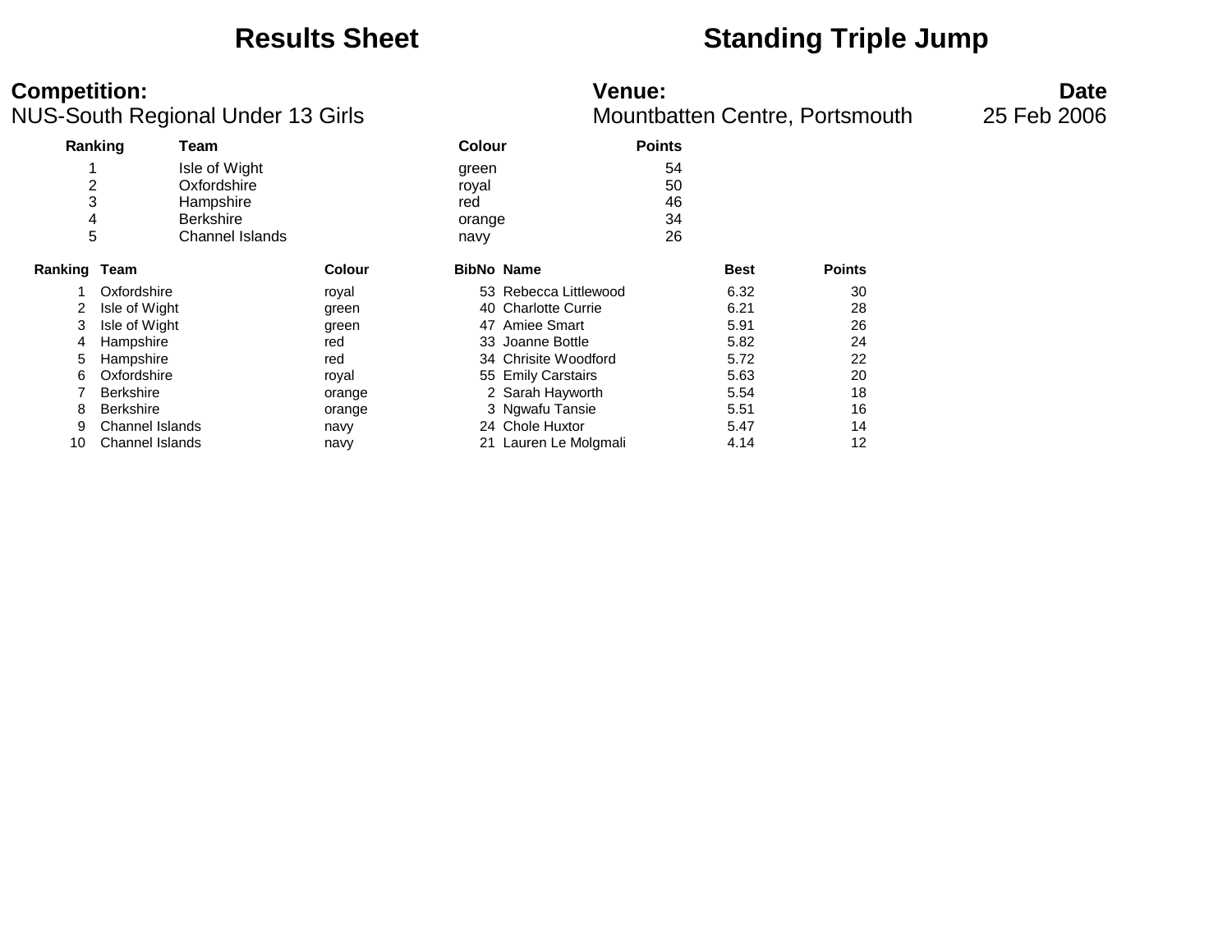# Results Sheet

# Standing Triple Jump

**Competition:**
NUS-South Regional Under 13 Girls

**Venue:**
Mountbatten Centre, Portsmouth

**Date**
25 Feb 2006

| Ranking | Team | Colour | Points |
|---|---|---|---|
| 1 | Isle of Wight | green | 54 |
| 2 | Oxfordshire | royal | 50 |
| 3 | Hampshire | red | 46 |
| 4 | Berkshire | orange | 34 |
| 5 | Channel Islands | navy | 26 |

| Ranking | Team | Colour | BibNo | Name | Best | Points |
|---|---|---|---|---|---|---|
| 1 | Oxfordshire | royal | 53 | Rebecca Littlewood | 6.32 | 30 |
| 2 | Isle of Wight | green | 40 | Charlotte Currie | 6.21 | 28 |
| 3 | Isle of Wight | green | 47 | Amiee Smart | 5.91 | 26 |
| 4 | Hampshire | red | 33 | Joanne Bottle | 5.82 | 24 |
| 5 | Hampshire | red | 34 | Chrisite Woodford | 5.72 | 22 |
| 6 | Oxfordshire | royal | 55 | Emily Carstairs | 5.63 | 20 |
| 7 | Berkshire | orange | 2 | Sarah Hayworth | 5.54 | 18 |
| 8 | Berkshire | orange | 3 | Ngwafu Tansie | 5.51 | 16 |
| 9 | Channel Islands | navy | 24 | Chole Huxtor | 5.47 | 14 |
| 10 | Channel Islands | navy | 21 | Lauren Le Molgmali | 4.14 | 12 |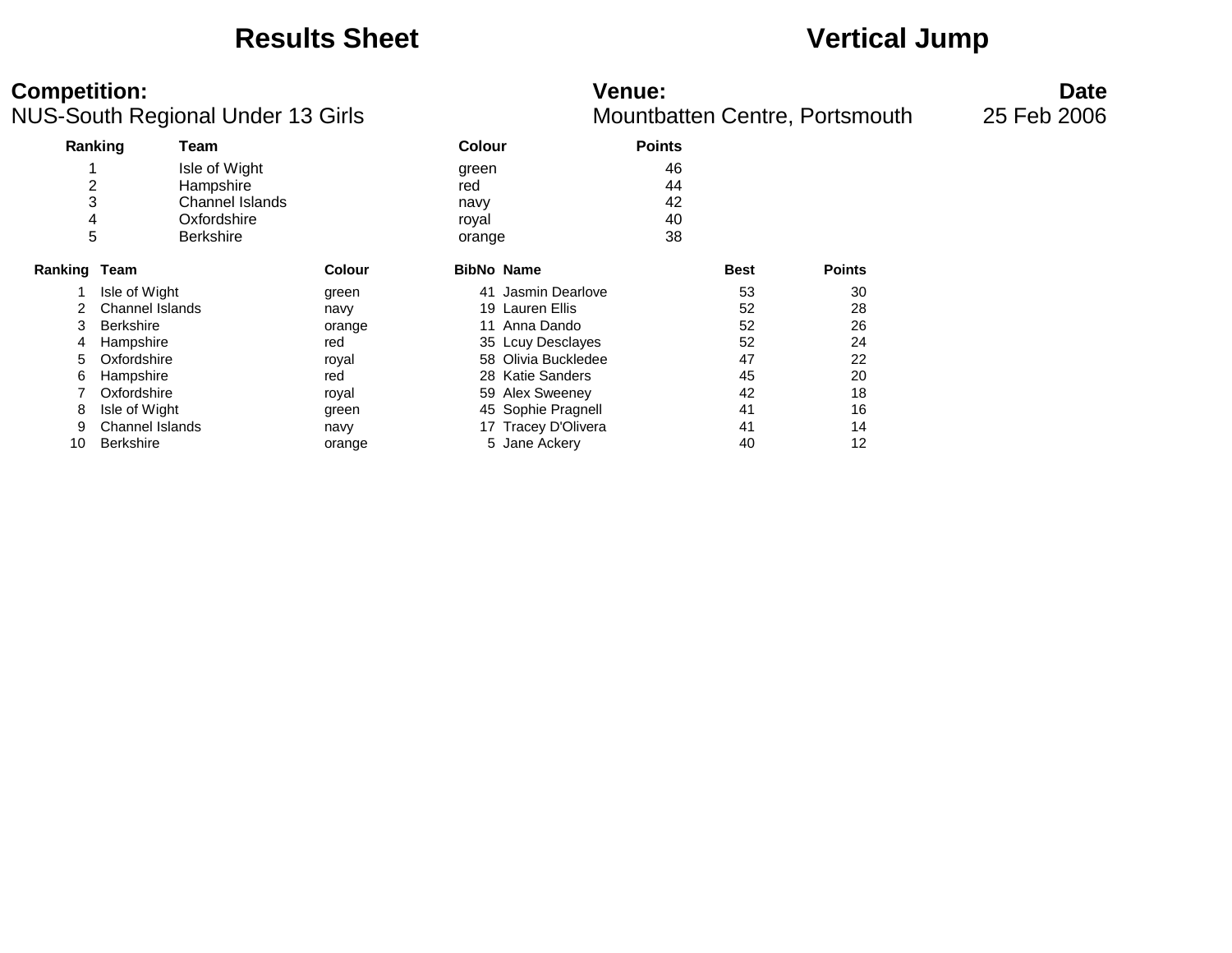# Results Sheet

# Vertical Jump

**Competition:**
NUS-South Regional Under 13 Girls

**Venue:**
Mountbatten Centre, Portsmouth

**Date**
25 Feb 2006

| Ranking | Team | Colour | Points |
|---|---|---|---|
| 1 | Isle of Wight | green | 46 |
| 2 | Hampshire | red | 44 |
| 3 | Channel Islands | navy | 42 |
| 4 | Oxfordshire | royal | 40 |
| 5 | Berkshire | orange | 38 |

| Ranking | Team | Colour | BibNo | Name | Best | Points |
|---|---|---|---|---|---|---|
| 1 | Isle of Wight | green | 41 | Jasmin Dearlove | 53 | 30 |
| 2 | Channel Islands | navy | 19 | Lauren Ellis | 52 | 28 |
| 3 | Berkshire | orange | 11 | Anna Dando | 52 | 26 |
| 4 | Hampshire | red | 35 | Lcuy Desclayes | 52 | 24 |
| 5 | Oxfordshire | royal | 58 | Olivia Buckledee | 47 | 22 |
| 6 | Hampshire | red | 28 | Katie Sanders | 45 | 20 |
| 7 | Oxfordshire | royal | 59 | Alex Sweeney | 42 | 18 |
| 8 | Isle of Wight | green | 45 | Sophie Pragnell | 41 | 16 |
| 9 | Channel Islands | navy | 17 | Tracey D'Olivera | 41 | 14 |
| 10 | Berkshire | orange | 5 | Jane Ackery | 40 | 12 |